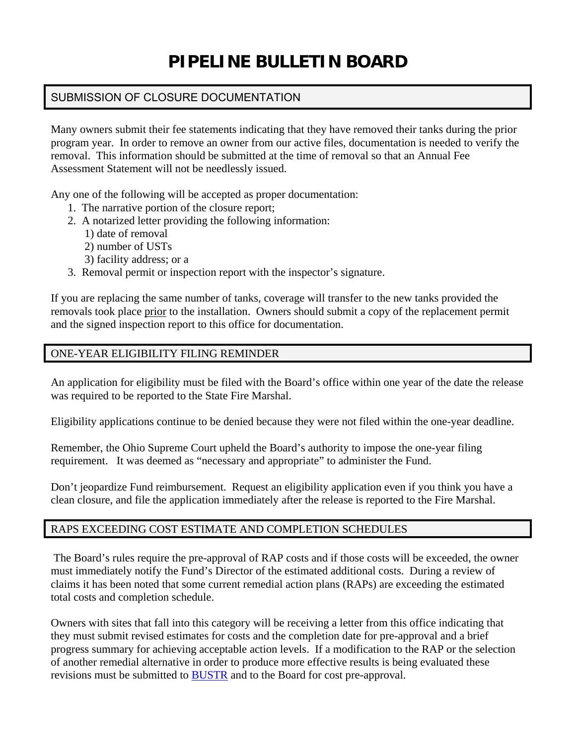# PIPELINE BULLETIN BOARD

## SUBMISSION OF CLOSURE DOCUMENTATION

Many owners submit their fee statements indicating that they have removed their tanks during the prior program year. In order to remove an owner from our active files, documentation is needed to verify the removal. This information should be submitted at the time of removal so that an Annual Fee Assessment Statement will not be needlessly issued.

Any one of the following will be accepted as proper documentation:

1. The narrative portion of the closure report;
2. A notarized letter providing the following information:
   1) date of removal
   2) number of USTs
   3) facility address; or a
3. Removal permit or inspection report with the inspector's signature.

If you are replacing the same number of tanks, coverage will transfer to the new tanks provided the removals took place <u>prior</u> to the installation. Owners should submit a copy of the replacement permit and the signed inspection report to this office for documentation.

## ONE-YEAR ELIGIBILITY FILING REMINDER

An application for eligibility must be filed with the Board's office within one year of the date the release was required to be reported to the State Fire Marshal.

Eligibility applications continue to be denied because they were not filed within the one-year deadline.

Remember, the Ohio Supreme Court upheld the Board's authority to impose the one-year filing requirement. It was deemed as "necessary and appropriate" to administer the Fund.

Don't jeopardize Fund reimbursement. Request an eligibility application even if you think you have a clean closure, and file the application immediately after the release is reported to the Fire Marshal.

## RAPS EXCEEDING COST ESTIMATE AND COMPLETION SCHEDULES

The Board's rules require the pre-approval of RAP costs and if those costs will be exceeded, the owner must immediately notify the Fund's Director of the estimated additional costs. During a review of claims it has been noted that some current remedial action plans (RAPs) are exceeding the estimated total costs and completion schedule.

Owners with sites that fall into this category will be receiving a letter from this office indicating that they must submit revised estimates for costs and the completion date for pre-approval and a brief progress summary for achieving acceptable action levels. If a modification to the RAP or the selection of another remedial alternative in order to produce more effective results is being evaluated these revisions must be submitted to BUSTR and to the Board for cost pre-approval.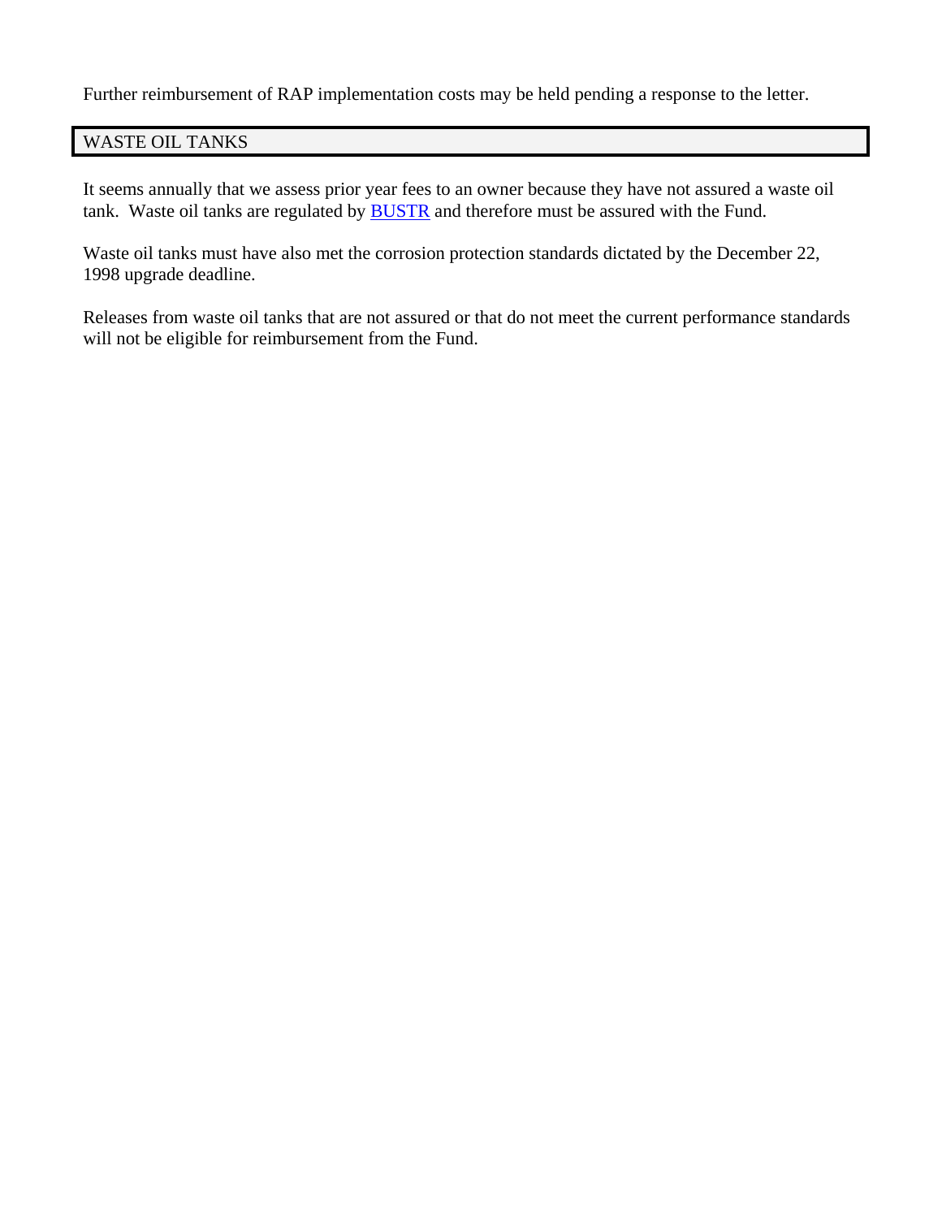Further reimbursement of RAP implementation costs may be held pending a response to the letter.

## WASTE OIL TANKS

It seems annually that we assess prior year fees to an owner because they have not assured a waste oil tank. Waste oil tanks are regulated by BUSTR and therefore must be assured with the Fund.

Waste oil tanks must have also met the corrosion protection standards dictated by the December 22, 1998 upgrade deadline.

Releases from waste oil tanks that are not assured or that do not meet the current performance standards will not be eligible for reimbursement from the Fund.